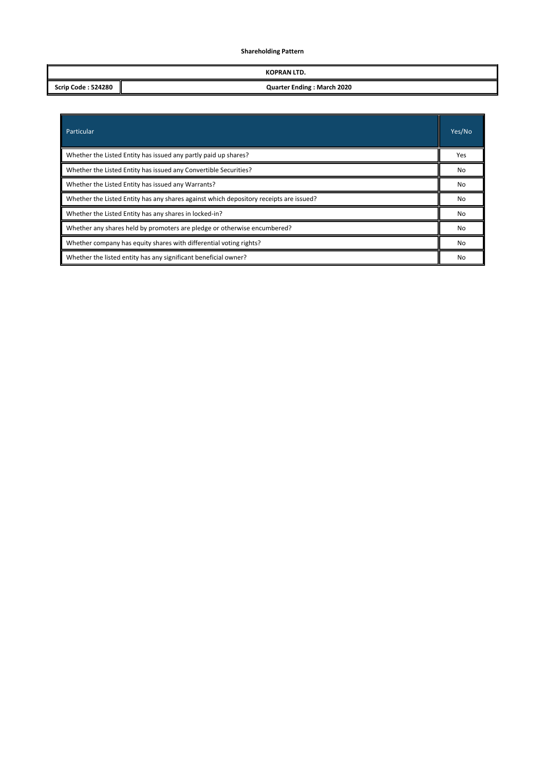**Shareholding Pattern**

| KOPRAN LTD. | |
|---|---|
| **Scrip Code : 524280** | **Quarter Ending : March 2020** |

| Particular | Yes/No |
|---|---|
| Whether the Listed Entity has issued any partly paid up shares? | Yes |
| Whether the Listed Entity has issued any Convertible Securities? | No |
| Whether the Listed Entity has issued any Warrants? | No |
| Whether the Listed Entity has any shares against which depository receipts are issued? | No |
| Whether the Listed Entity has any shares in locked-in? | No |
| Whether any shares held by promoters are pledge or otherwise encumbered? | No |
| Whether company has equity shares with differential voting rights? | No |
| Whether the listed entity has any significant beneficial owner? | No |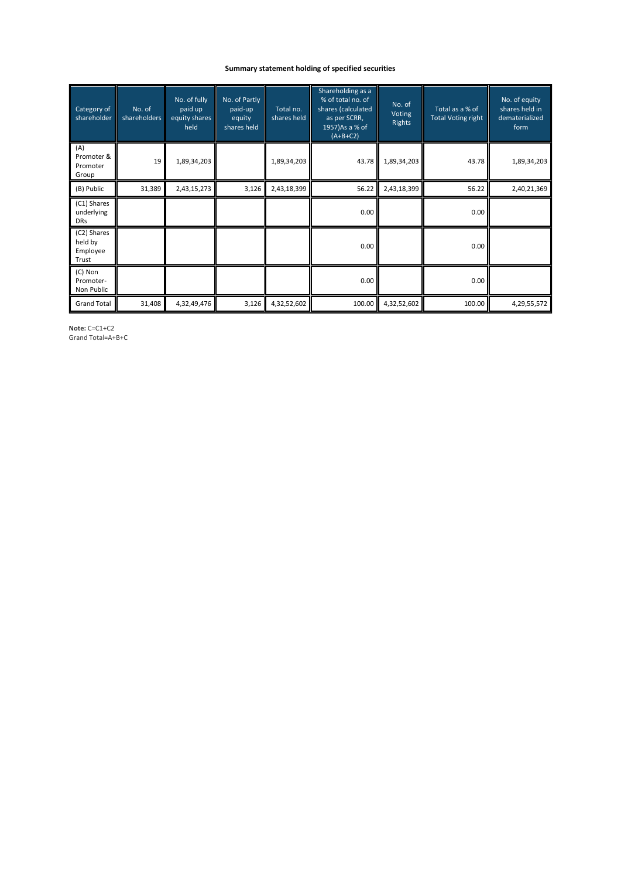**Summary statement holding of specified securities**

| Category of shareholder | No. of shareholders | No. of fully paid up equity shares held | No. of Partly paid-up equity shares held | Total no. shares held | Shareholding as a % of total no. of shares (calculated as per SCRR, 1957)As a % of (A+B+C2) | No. of Voting Rights | Total as a % of Total Voting right | No. of equity shares held in dematerialized form |
|---|---|---|---|---|---|---|---|---|
| (A) Promoter & Promoter Group | 19 | 1,89,34,203 | | 1,89,34,203 | 43.78 | 1,89,34,203 | 43.78 | 1,89,34,203 |
| (B) Public | 31,389 | 2,43,15,273 | 3,126 | 2,43,18,399 | 56.22 | 2,43,18,399 | 56.22 | 2,40,21,369 |
| (C1) Shares underlying DRs | | | | | 0.00 | | 0.00 | |
| (C2) Shares held by Employee Trust | | | | | 0.00 | | 0.00 | |
| (C) Non Promoter- Non Public | | | | | 0.00 | | 0.00 | |
| Grand Total | 31,408 | 4,32,49,476 | 3,126 | 4,32,52,602 | 100.00 | 4,32,52,602 | 100.00 | 4,29,55,572 |

**Note:** C=C1+C2
Grand Total=A+B+C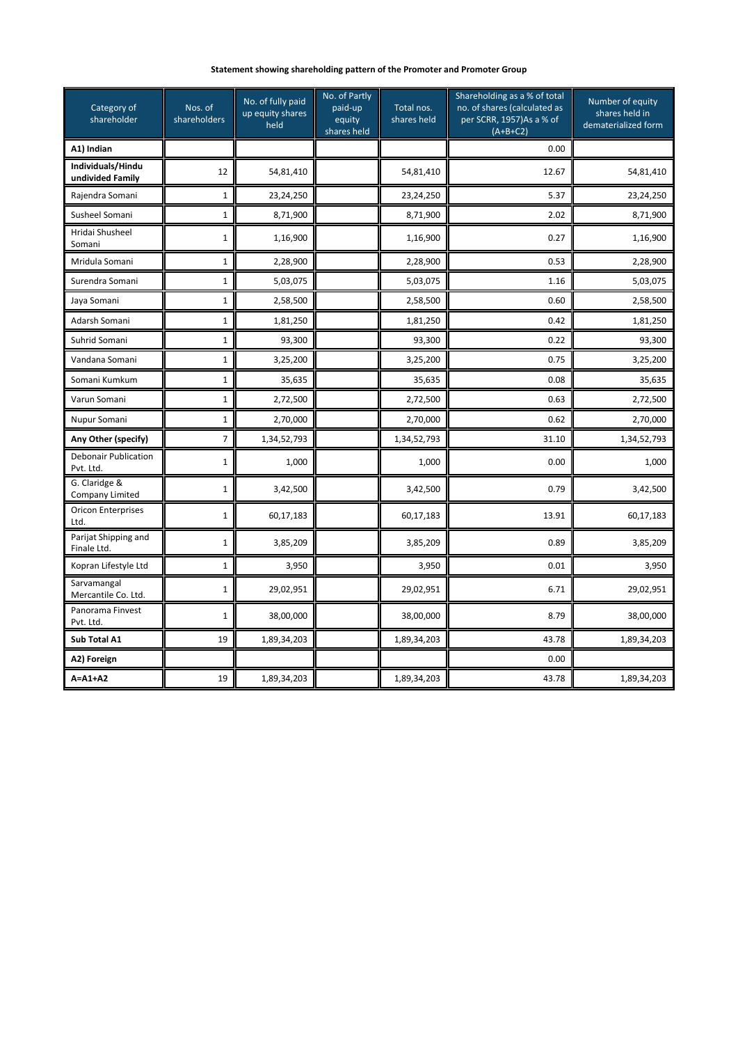**Statement showing shareholding pattern of the Promoter and Promoter Group**

| Category of shareholder | Nos. of shareholders | No. of fully paid up equity shares held | No. of Partly paid-up equity shares held | Total nos. shares held | Shareholding as a % of total no. of shares (calculated as per SCRR, 1957)As a % of (A+B+C2) | Number of equity shares held in dematerialized form |
|---|---|---|---|---|---|---|
| **A1) Indian** | | | | | 0.00 | |
| **Individuals/Hindu undivided Family** | 12 | 54,81,410 | | 54,81,410 | 12.67 | 54,81,410 |
| Rajendra Somani | 1 | 23,24,250 | | 23,24,250 | 5.37 | 23,24,250 |
| Susheel Somani | 1 | 8,71,900 | | 8,71,900 | 2.02 | 8,71,900 |
| Hridai Shusheel Somani | 1 | 1,16,900 | | 1,16,900 | 0.27 | 1,16,900 |
| Mridula Somani | 1 | 2,28,900 | | 2,28,900 | 0.53 | 2,28,900 |
| Surendra Somani | 1 | 5,03,075 | | 5,03,075 | 1.16 | 5,03,075 |
| Jaya Somani | 1 | 2,58,500 | | 2,58,500 | 0.60 | 2,58,500 |
| Adarsh Somani | 1 | 1,81,250 | | 1,81,250 | 0.42 | 1,81,250 |
| Suhrid Somani | 1 | 93,300 | | 93,300 | 0.22 | 93,300 |
| Vandana Somani | 1 | 3,25,200 | | 3,25,200 | 0.75 | 3,25,200 |
| Somani Kumkum | 1 | 35,635 | | 35,635 | 0.08 | 35,635 |
| Varun Somani | 1 | 2,72,500 | | 2,72,500 | 0.63 | 2,72,500 |
| Nupur Somani | 1 | 2,70,000 | | 2,70,000 | 0.62 | 2,70,000 |
| **Any Other (specify)** | 7 | 1,34,52,793 | | 1,34,52,793 | 31.10 | 1,34,52,793 |
| Debonair Publication Pvt. Ltd. | 1 | 1,000 | | 1,000 | 0.00 | 1,000 |
| G. Claridge & Company Limited | 1 | 3,42,500 | | 3,42,500 | 0.79 | 3,42,500 |
| Oricon Enterprises Ltd. | 1 | 60,17,183 | | 60,17,183 | 13.91 | 60,17,183 |
| Parijat Shipping and Finale Ltd. | 1 | 3,85,209 | | 3,85,209 | 0.89 | 3,85,209 |
| Kopran Lifestyle Ltd | 1 | 3,950 | | 3,950 | 0.01 | 3,950 |
| Sarvamangal Mercantile Co. Ltd. | 1 | 29,02,951 | | 29,02,951 | 6.71 | 29,02,951 |
| Panorama Finvest Pvt. Ltd. | 1 | 38,00,000 | | 38,00,000 | 8.79 | 38,00,000 |
| **Sub Total A1** | 19 | 1,89,34,203 | | 1,89,34,203 | 43.78 | 1,89,34,203 |
| **A2) Foreign** | | | | | 0.00 | |
| **A=A1+A2** | 19 | 1,89,34,203 | | 1,89,34,203 | 43.78 | 1,89,34,203 |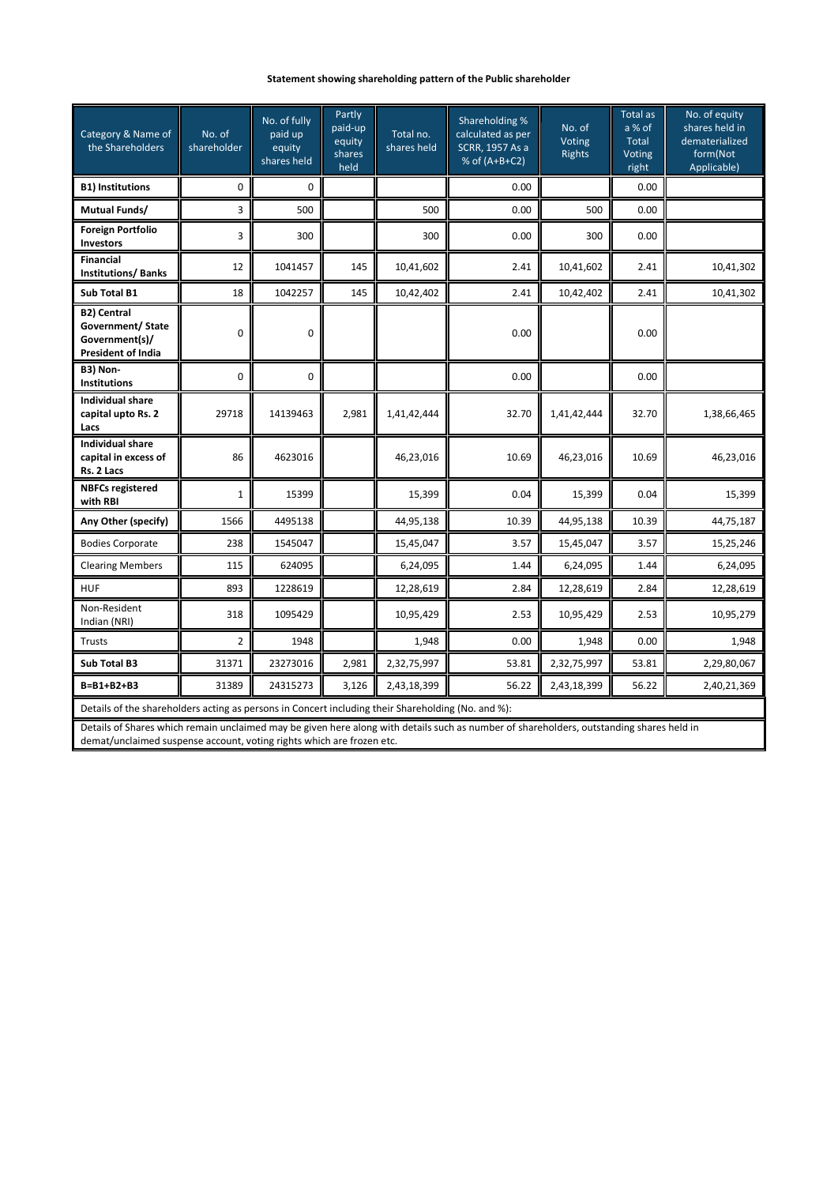**Statement showing shareholding pattern of the Public shareholder**

| Category & Name of the Shareholders | No. of shareholder | No. of fully paid up equity shares held | Partly paid-up equity shares held | Total no. shares held | Shareholding % calculated as per SCRR, 1957 As a % of (A+B+C2) | No. of Voting Rights | Total as a % of Total Voting right | No. of equity shares held in dematerialized form(Not Applicable) |
|---|---|---|---|---|---|---|---|---|
| **B1) Institutions** | 0 | 0 | | | 0.00 | | 0.00 | |
| **Mutual Funds/** | 3 | 500 | | 500 | 0.00 | 500 | 0.00 | |
| **Foreign Portfolio Investors** | 3 | 300 | | 300 | 0.00 | 300 | 0.00 | |
| **Financial Institutions/ Banks** | 12 | 1041457 | 145 | 10,41,602 | 2.41 | 10,41,602 | 2.41 | 10,41,302 |
| **Sub Total B1** | 18 | 1042257 | 145 | 10,42,402 | 2.41 | 10,42,402 | 2.41 | 10,41,302 |
| **B2) Central Government/ State Government(s)/ President of India** | 0 | 0 | | | 0.00 | | 0.00 | |
| **B3) Non-Institutions** | 0 | 0 | | | 0.00 | | 0.00 | |
| **Individual share capital upto Rs. 2 Lacs** | 29718 | 14139463 | 2,981 | 1,41,42,444 | 32.70 | 1,41,42,444 | 32.70 | 1,38,66,465 |
| **Individual share capital in excess of Rs. 2 Lacs** | 86 | 4623016 | | 46,23,016 | 10.69 | 46,23,016 | 10.69 | 46,23,016 |
| **NBFCs registered with RBI** | 1 | 15399 | | 15,399 | 0.04 | 15,399 | 0.04 | 15,399 |
| **Any Other (specify)** | 1566 | 4495138 | | 44,95,138 | 10.39 | 44,95,138 | 10.39 | 44,75,187 |
| Bodies Corporate | 238 | 1545047 | | 15,45,047 | 3.57 | 15,45,047 | 3.57 | 15,25,246 |
| Clearing Members | 115 | 624095 | | 6,24,095 | 1.44 | 6,24,095 | 1.44 | 6,24,095 |
| HUF | 893 | 1228619 | | 12,28,619 | 2.84 | 12,28,619 | 2.84 | 12,28,619 |
| Non-Resident Indian (NRI) | 318 | 1095429 | | 10,95,429 | 2.53 | 10,95,429 | 2.53 | 10,95,279 |
| Trusts | 2 | 1948 | | 1,948 | 0.00 | 1,948 | 0.00 | 1,948 |
| **Sub Total B3** | 31371 | 23273016 | 2,981 | 2,32,75,997 | 53.81 | 2,32,75,997 | 53.81 | 2,29,80,067 |
| **B=B1+B2+B3** | 31389 | 24315273 | 3,126 | 2,43,18,399 | 56.22 | 2,43,18,399 | 56.22 | 2,40,21,369 |

Details of the shareholders acting as persons in Concert including their Shareholding (No. and %):

Details of Shares which remain unclaimed may be given here along with details such as number of shareholders, outstanding shares held in demat/unclaimed suspense account, voting rights which are frozen etc.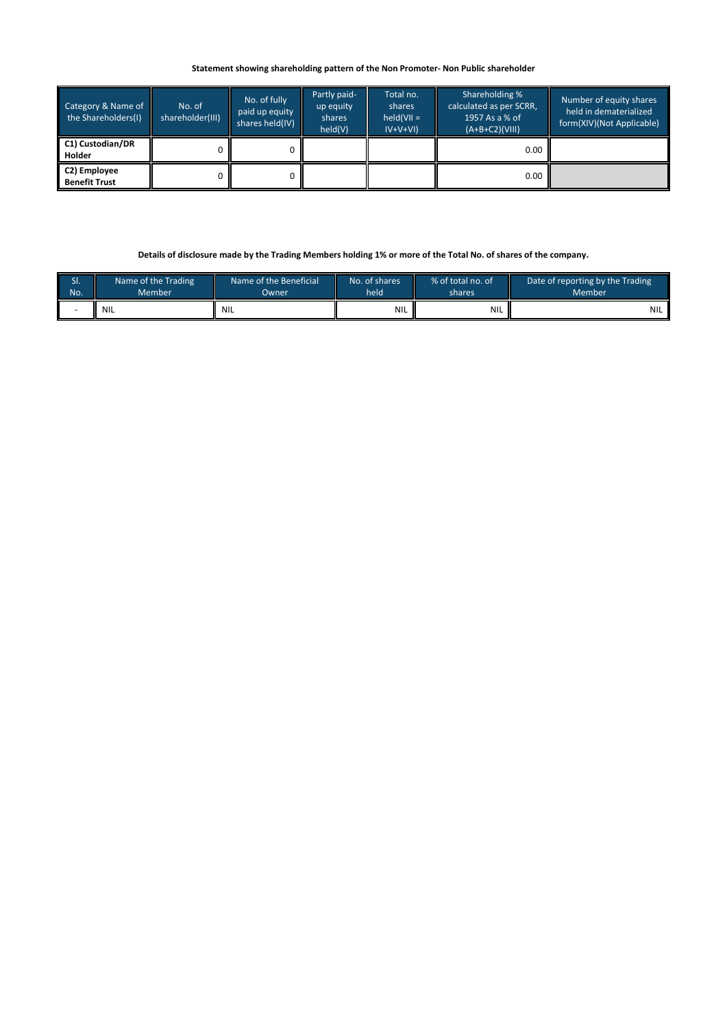**Statement showing shareholding pattern of the Non Promoter- Non Public shareholder**

| Category & Name of the Shareholders(I) | No. of shareholder(III) | No. of fully paid up equity shares held(IV) | Partly paid-up equity shares held(V) | Total no. shares held(VII = IV+V+VI) | Shareholding % calculated as per SCRR, 1957 As a % of (A+B+C2)(VIII) | Number of equity shares held in dematerialized form(XIV)(Not Applicable) |
|---|---|---|---|---|---|---|
| **C1) Custodian/DR Holder** | 0 | 0 | | | 0.00 | |
| **C2) Employee Benefit Trust** | 0 | 0 | | | 0.00 | |

**Details of disclosure made by the Trading Members holding 1% or more of the Total No. of shares of the company.**

| Sl. No. | Name of the Trading Member | Name of the Beneficial Owner | No. of shares held | % of total no. of shares | Date of reporting by the Trading Member |
|---|---|---|---|---|---|
| - | NIL | NIL | NIL | NIL | NIL |